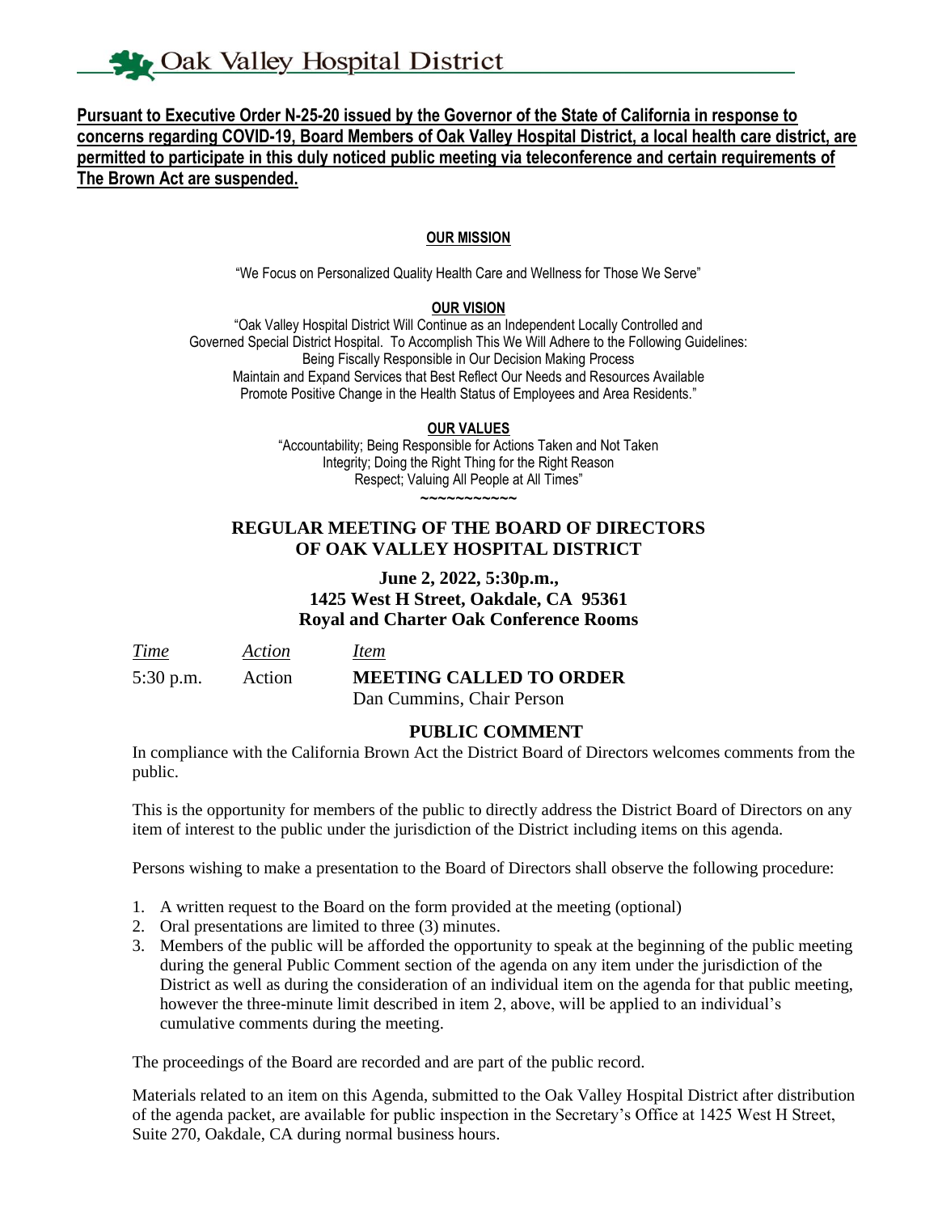# Oak Valley Hospital District

**Pursuant to Executive Order N-25-20 issued by the Governor of the State of California in response to concerns regarding COVID-19, Board Members of Oak Valley Hospital District, a local health care district, are permitted to participate in this duly noticed public meeting via teleconference and certain requirements of The Brown Act are suspended.**

**OUR MISSION**

"We Focus on Personalized Quality Health Care and Wellness for Those We Serve"

**OUR VISION**

"Oak Valley Hospital District Will Continue as an Independent Locally Controlled and Governed Special District Hospital. To Accomplish This We Will Adhere to the Following Guidelines:
Being Fiscally Responsible in Our Decision Making Process
Maintain and Expand Services that Best Reflect Our Needs and Resources Available
Promote Positive Change in the Health Status of Employees and Area Residents."

**OUR VALUES**

"Accountability; Being Responsible for Actions Taken and Not Taken
Integrity; Doing the Right Thing for the Right Reason
Respect; Valuing All People at All Times"

~~~~~~~~~~~

## REGULAR MEETING OF THE BOARD OF DIRECTORS OF OAK VALLEY HOSPITAL DISTRICT

**June 2, 2022, 5:30p.m.,**
**1425 West H Street, Oakdale, CA 95361**
**Royal and Charter Oak Conference Rooms**

| *Time* | *Action* | *Item* |
|---|---|---|
| 5:30 p.m. | Action | **MEETING CALLED TO ORDER**<br>Dan Cummins, Chair Person |

### PUBLIC COMMENT

In compliance with the California Brown Act the District Board of Directors welcomes comments from the public.

This is the opportunity for members of the public to directly address the District Board of Directors on any item of interest to the public under the jurisdiction of the District including items on this agenda.

Persons wishing to make a presentation to the Board of Directors shall observe the following procedure:

1. A written request to the Board on the form provided at the meeting (optional)
2. Oral presentations are limited to three (3) minutes.
3. Members of the public will be afforded the opportunity to speak at the beginning of the public meeting during the general Public Comment section of the agenda on any item under the jurisdiction of the District as well as during the consideration of an individual item on the agenda for that public meeting, however the three-minute limit described in item 2, above, will be applied to an individual's cumulative comments during the meeting.

The proceedings of the Board are recorded and are part of the public record.

Materials related to an item on this Agenda, submitted to the Oak Valley Hospital District after distribution of the agenda packet, are available for public inspection in the Secretary's Office at 1425 West H Street, Suite 270, Oakdale, CA during normal business hours.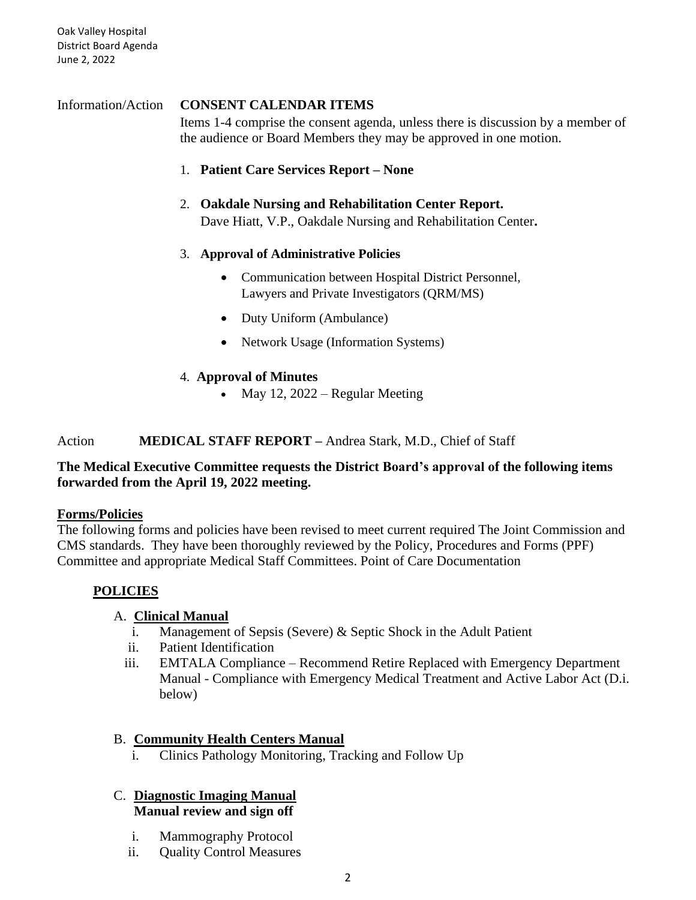Information/Action **CONSENT CALENDAR ITEMS**

Items 1-4 comprise the consent agenda, unless there is discussion by a member of the audience or Board Members they may be approved in one motion.

1. **Patient Care Services Report – None**

2. **Oakdale Nursing and Rehabilitation Center Report.**
   Dave Hiatt, V.P., Oakdale Nursing and Rehabilitation Center**.**

3. **Approval of Administrative Policies**
   - Communication between Hospital District Personnel, Lawyers and Private Investigators (QRM/MS)
   - Duty Uniform (Ambulance)
   - Network Usage (Information Systems)

4. **Approval of Minutes**
   - May 12, 2022 – Regular Meeting

Action **MEDICAL STAFF REPORT –** Andrea Stark, M.D., Chief of Staff

**The Medical Executive Committee requests the District Board's approval of the following items forwarded from the April 19, 2022 meeting.**

**Forms/Policies**

The following forms and policies have been revised to meet current required The Joint Commission and CMS standards. They have been thoroughly reviewed by the Policy, Procedures and Forms (PPF) Committee and appropriate Medical Staff Committees. Point of Care Documentation

## POLICIES

A. **Clinical Manual**
   i. Management of Sepsis (Severe) & Septic Shock in the Adult Patient
   ii. Patient Identification
   iii. EMTALA Compliance – Recommend Retire Replaced with Emergency Department Manual - Compliance with Emergency Medical Treatment and Active Labor Act (D.i. below)

B. **Community Health Centers Manual**
   i. Clinics Pathology Monitoring, Tracking and Follow Up

C. **Diagnostic Imaging Manual**
   **Manual review and sign off**
   i. Mammography Protocol
   ii. Quality Control Measures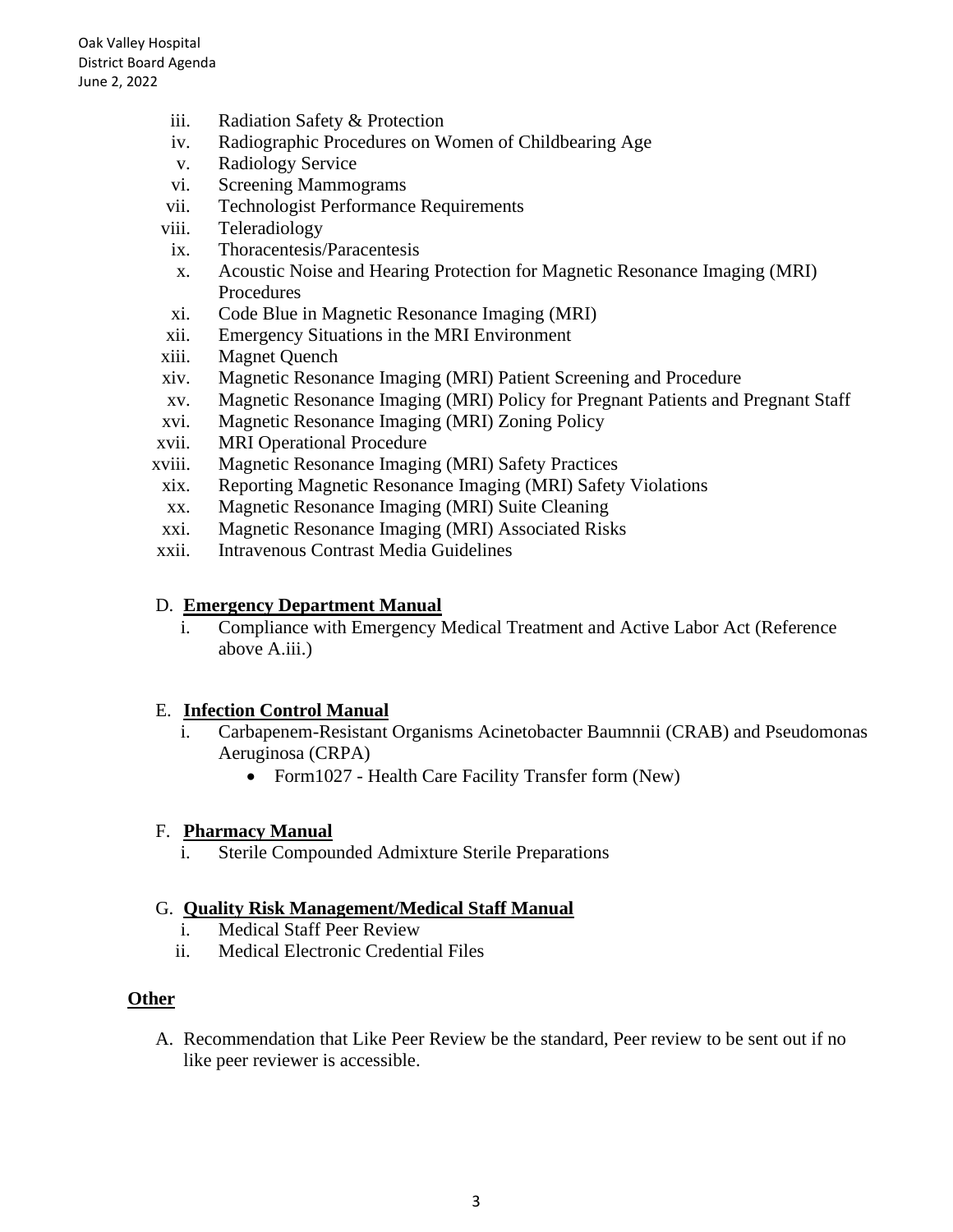iii. Radiation Safety & Protection
iv. Radiographic Procedures on Women of Childbearing Age
v. Radiology Service
vi. Screening Mammograms
vii. Technologist Performance Requirements
viii. Teleradiology
ix. Thoracentesis/Paracentesis
x. Acoustic Noise and Hearing Protection for Magnetic Resonance Imaging (MRI) Procedures
xi. Code Blue in Magnetic Resonance Imaging (MRI)
xii. Emergency Situations in the MRI Environment
xiii. Magnet Quench
xiv. Magnetic Resonance Imaging (MRI) Patient Screening and Procedure
xv. Magnetic Resonance Imaging (MRI) Policy for Pregnant Patients and Pregnant Staff
xvi. Magnetic Resonance Imaging (MRI) Zoning Policy
xvii. MRI Operational Procedure
xviii. Magnetic Resonance Imaging (MRI) Safety Practices
xix. Reporting Magnetic Resonance Imaging (MRI) Safety Violations
xx. Magnetic Resonance Imaging (MRI) Suite Cleaning
xxi. Magnetic Resonance Imaging (MRI) Associated Risks
xxii. Intravenous Contrast Media Guidelines

D. **Emergency Department Manual**

i. Compliance with Emergency Medical Treatment and Active Labor Act (Reference above A.iii.)

E. **Infection Control Manual**

i. Carbapenem-Resistant Organisms Acinetobacter Baumnnii (CRAB) and Pseudomonas Aeruginosa (CRPA)
   - Form1027 - Health Care Facility Transfer form (New)

F. **Pharmacy Manual**

i. Sterile Compounded Admixture Sterile Preparations

G. **Quality Risk Management/Medical Staff Manual**

i. Medical Staff Peer Review
ii. Medical Electronic Credential Files

## Other

A. Recommendation that Like Peer Review be the standard, Peer review to be sent out if no like peer reviewer is accessible.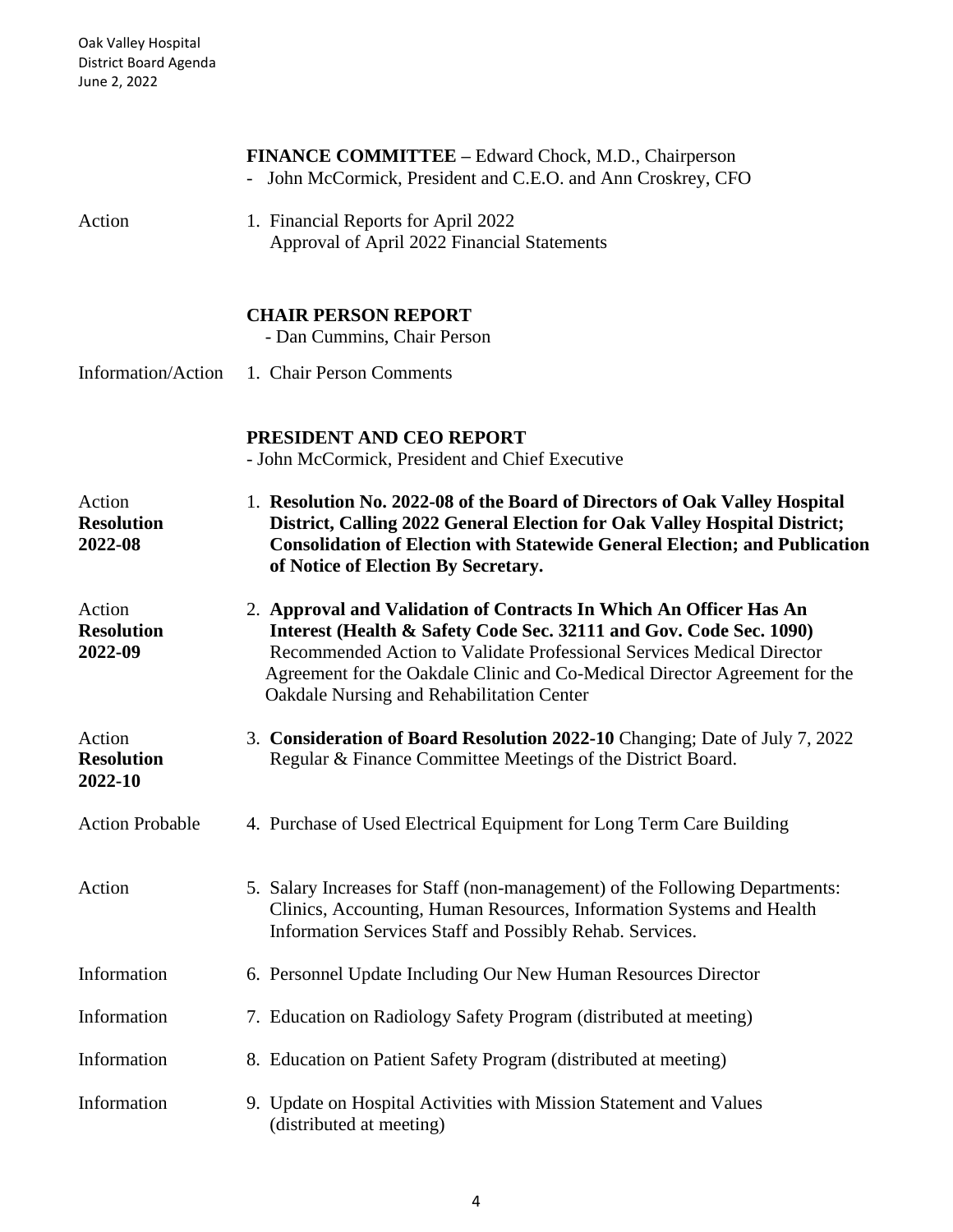Oak Valley Hospital
District Board Agenda
June 2, 2022

## FINANCE COMMITTEE – Edward Chock, M.D., Chairperson

- John McCormick, President and C.E.O. and Ann Croskrey, CFO

| | |
|---|---|
| Action | 1. Financial Reports for April 2022<br>Approval of April 2022 Financial Statements |

## CHAIR PERSON REPORT

- Dan Cummins, Chair Person

| | |
|---|---|
| Information/Action | 1. Chair Person Comments |

## PRESIDENT AND CEO REPORT

- John McCormick, President and Chief Executive

| | |
|---|---|
| Action<br>**Resolution 2022-08** | 1. **Resolution No. 2022-08 of the Board of Directors of Oak Valley Hospital District, Calling 2022 General Election for Oak Valley Hospital District; Consolidation of Election with Statewide General Election; and Publication of Notice of Election By Secretary.** |
| Action<br>**Resolution 2022-09** | 2. **Approval and Validation of Contracts In Which An Officer Has An Interest (Health & Safety Code Sec. 32111 and Gov. Code Sec. 1090)** Recommended Action to Validate Professional Services Medical Director Agreement for the Oakdale Clinic and Co-Medical Director Agreement for the Oakdale Nursing and Rehabilitation Center |
| Action<br>**Resolution 2022-10** | 3. **Consideration of Board Resolution 2022-10** Changing; Date of July 7, 2022 Regular & Finance Committee Meetings of the District Board. |
| Action Probable | 4. Purchase of Used Electrical Equipment for Long Term Care Building |
| Action | 5. Salary Increases for Staff (non-management) of the Following Departments: Clinics, Accounting, Human Resources, Information Systems and Health Information Services Staff and Possibly Rehab. Services. |
| Information | 6. Personnel Update Including Our New Human Resources Director |
| Information | 7. Education on Radiology Safety Program (distributed at meeting) |
| Information | 8. Education on Patient Safety Program (distributed at meeting) |
| Information | 9. Update on Hospital Activities with Mission Statement and Values (distributed at meeting) |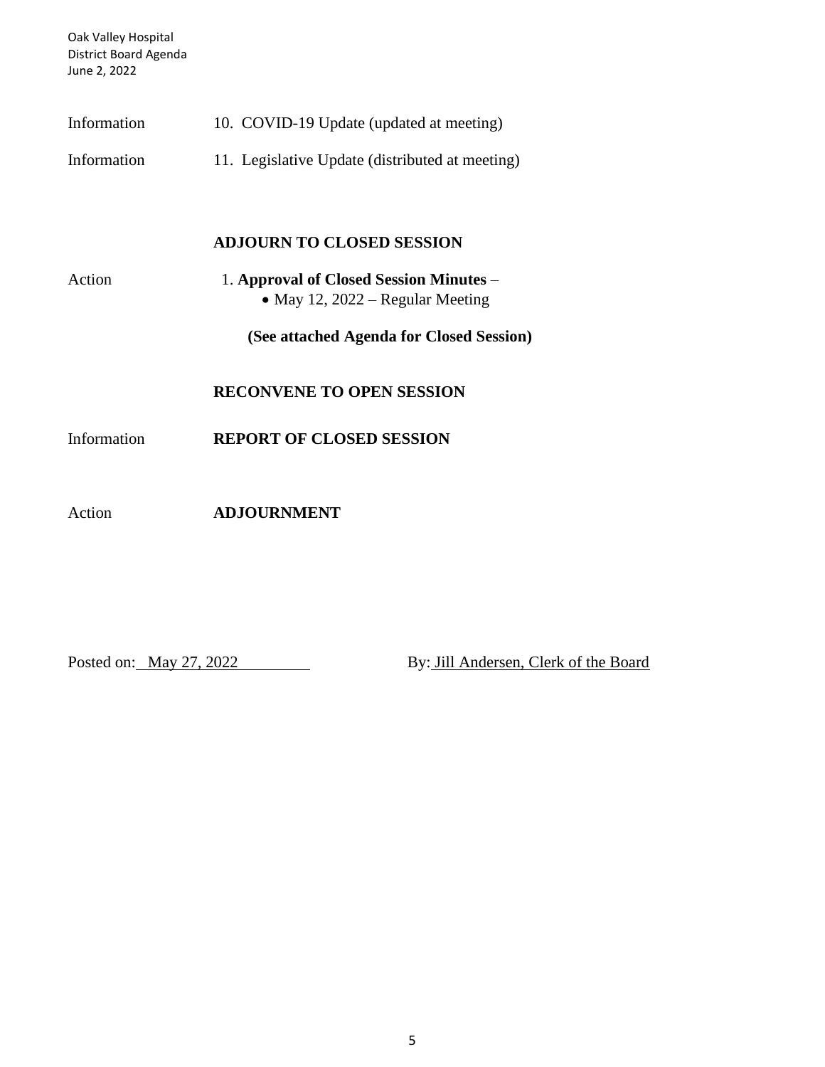| | |
|---|---|
| Information | 10. COVID-19 Update (updated at meeting) |
| Information | 11. Legislative Update (distributed at meeting) |

**ADJOURN TO CLOSED SESSION**

| | |
|---|---|
| Action | 1. **Approval of Closed Session Minutes** – <br>• May 12, 2022 – Regular Meeting |

**(See attached Agenda for Closed Session)**

**RECONVENE TO OPEN SESSION**

| | |
|---|---|
| Information | **REPORT OF CLOSED SESSION** |
| Action | **ADJOURNMENT** |

Posted on: May 27, 2022 By: Jill Andersen, Clerk of the Board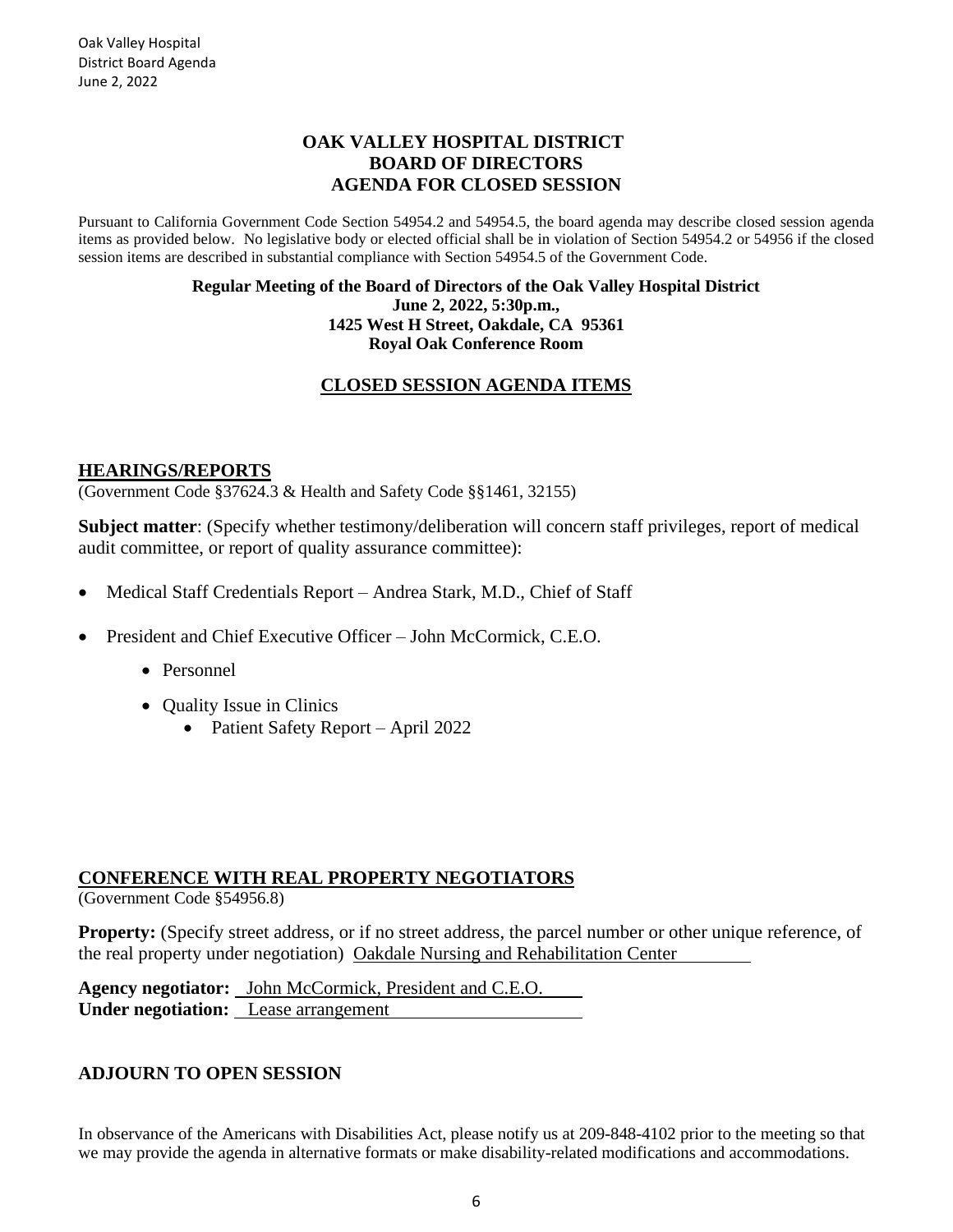# OAK VALLEY HOSPITAL DISTRICT
# BOARD OF DIRECTORS
# AGENDA FOR CLOSED SESSION

Pursuant to California Government Code Section 54954.2 and 54954.5, the board agenda may describe closed session agenda items as provided below. No legislative body or elected official shall be in violation of Section 54954.2 or 54956 if the closed session items are described in substantial compliance with Section 54954.5 of the Government Code.

**Regular Meeting of the Board of Directors of the Oak Valley Hospital District**
**June 2, 2022, 5:30p.m.,**
**1425 West H Street, Oakdale, CA 95361**
**Royal Oak Conference Room**

## CLOSED SESSION AGENDA ITEMS

### HEARINGS/REPORTS

(Government Code §37624.3 & Health and Safety Code §§1461, 32155)

**Subject matter**: (Specify whether testimony/deliberation will concern staff privileges, report of medical audit committee, or report of quality assurance committee):

- Medical Staff Credentials Report – Andrea Stark, M.D., Chief of Staff
- President and Chief Executive Officer – John McCormick, C.E.O.
  - Personnel
  - Quality Issue in Clinics
    - Patient Safety Report – April 2022

### CONFERENCE WITH REAL PROPERTY NEGOTIATORS

(Government Code §54956.8)

**Property:** (Specify street address, or if no street address, the parcel number or other unique reference, of the real property under negotiation) Oakdale Nursing and Rehabilitation Center

**Agency negotiator:** John McCormick, President and C.E.O.
**Under negotiation:** Lease arrangement

### ADJOURN TO OPEN SESSION

In observance of the Americans with Disabilities Act, please notify us at 209-848-4102 prior to the meeting so that we may provide the agenda in alternative formats or make disability-related modifications and accommodations.